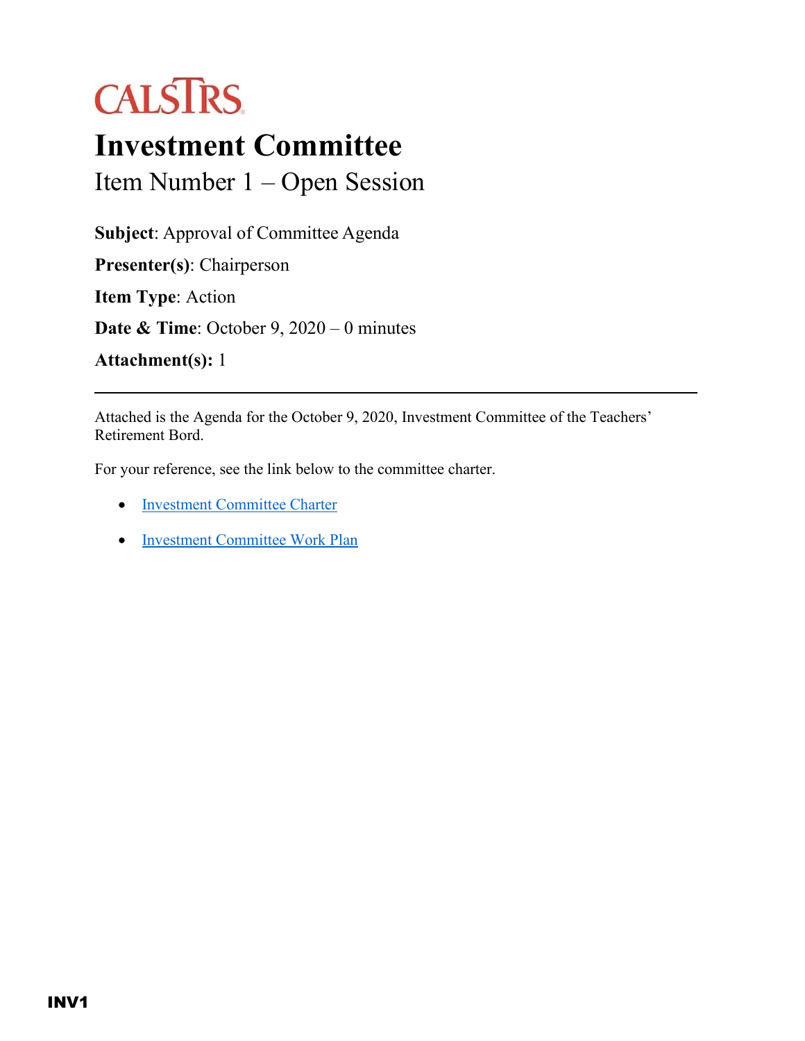CALSTRS

# Investment Committee

## Item Number 1 – Open Session

**Subject**: Approval of Committee Agenda

**Presenter(s)**: Chairperson

**Item Type**: Action

**Date & Time**: October 9, 2020 – 0 minutes

**Attachment(s):** 1

---

Attached is the Agenda for the October 9, 2020, Investment Committee of the Teachers' Retirement Bord.

For your reference, see the link below to the committee charter.

- Investment Committee Charter
- Investment Committee Work Plan

INV1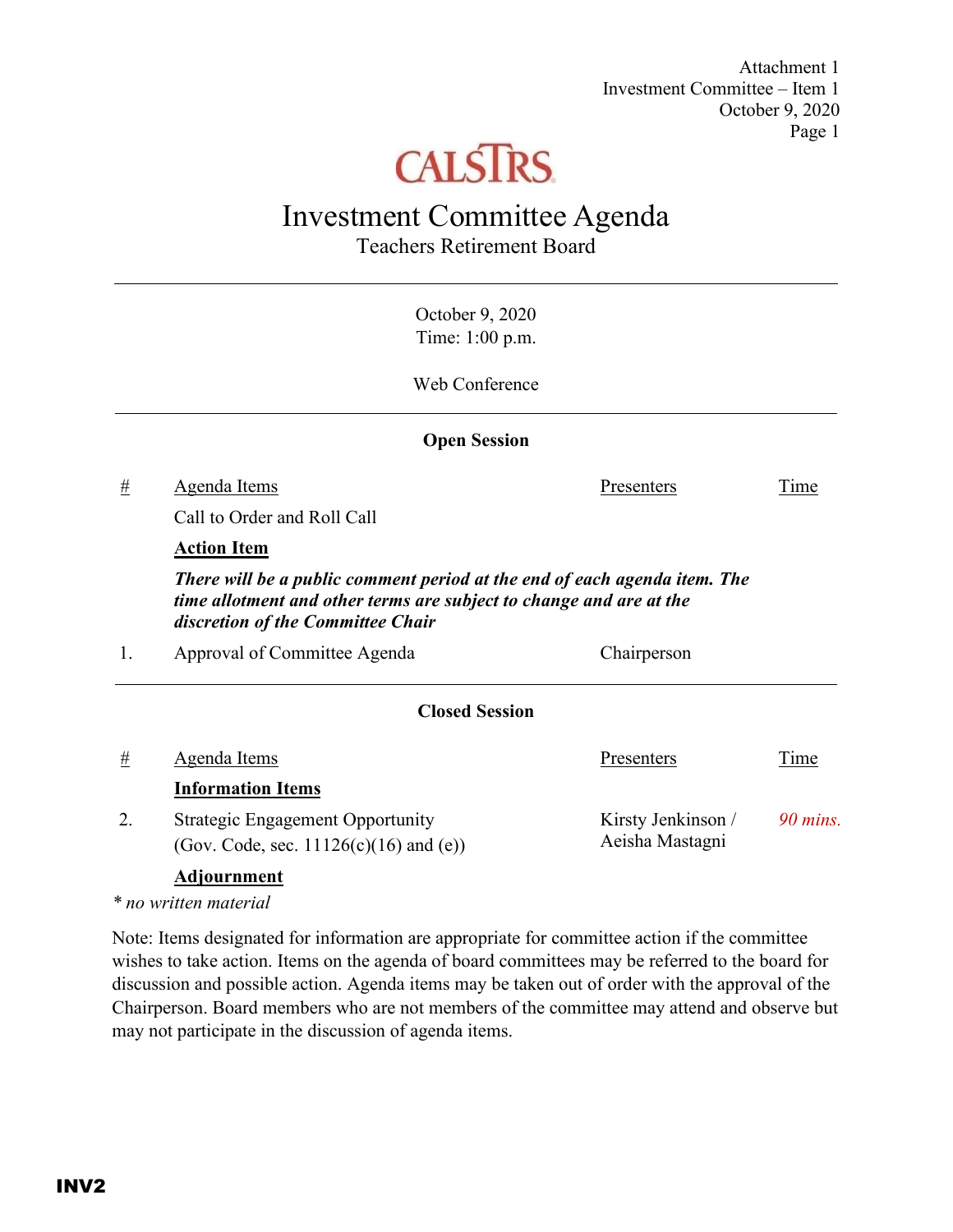Attachment 1
Investment Committee – Item 1
October 9, 2020

CALSTRS

# Investment Committee Agenda

## Teachers Retirement Board

October 9, 2020
Time: 1:00 p.m.

Web Conference

### Open Session

| # | Agenda Items | Presenters | Time |
|---|---|---|---|
| | Call to Order and Roll Call | | |
| | **Action Item** | | |
| | ***There will be a public comment period at the end of each agenda item. The time allotment and other terms are subject to change and are at the discretion of the Committee Chair*** | | |
| 1. | Approval of Committee Agenda | Chairperson | |

### Closed Session

| # | Agenda Items | Presenters | Time |
|---|---|---|---|
| | **Information Items** | | |
| 2. | Strategic Engagement Opportunity (Gov. Code, sec. 11126(c)(16) and (e)) | Kirsty Jenkinson / Aeisha Mastagni | *90 mins.* |
| | **Adjournment** | | |

*\* no written material*

Note: Items designated for information are appropriate for committee action if the committee wishes to take action. Items on the agenda of board committees may be referred to the board for discussion and possible action. Agenda items may be taken out of order with the approval of the Chairperson. Board members who are not members of the committee may attend and observe but may not participate in the discussion of agenda items.

INV2